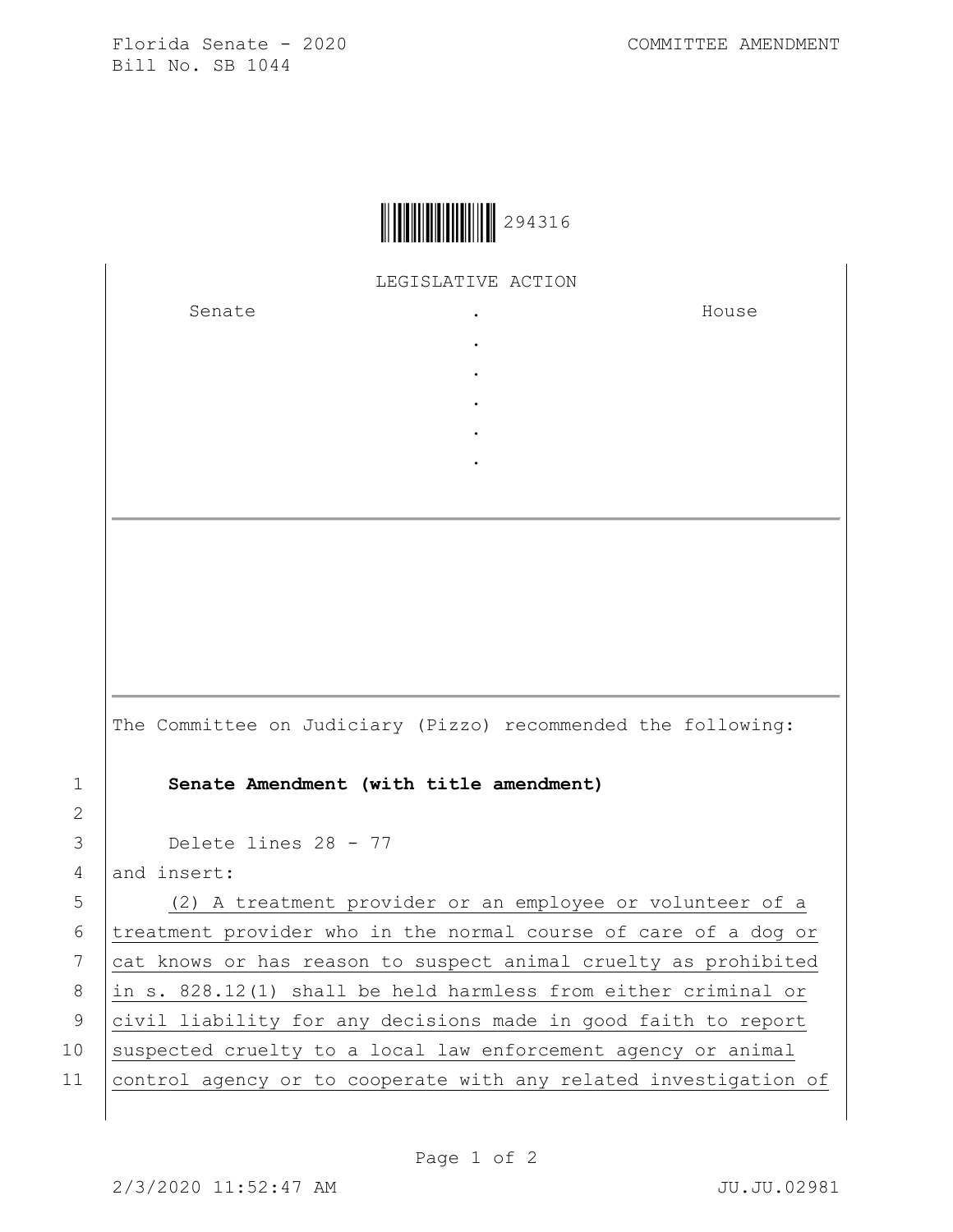Florida Senate - 2020
Bill No. SB 1044

COMMITTEE AMENDMENT

294316

LEGISLATIVE ACTION

| Senate | . | House |
| --- | --- | --- |
| | . | |
| | . | |
| | . | |
| | . | |
| | . | |

The Committee on Judiciary (Pizzo) recommended the following:

1 **Senate Amendment (with title amendment)**

2

3 Delete lines 28 - 77

4 and insert:

5 (2) A treatment provider or an employee or volunteer of a
6 treatment provider who in the normal course of care of a dog or
7 cat knows or has reason to suspect animal cruelty as prohibited
8 in s. 828.12(1) shall be held harmless from either criminal or
9 civil liability for any decisions made in good faith to report
10 suspected cruelty to a local law enforcement agency or animal
11 control agency or to cooperate with any related investigation of

2/3/2020 11:52:47 AM JU.JU.02981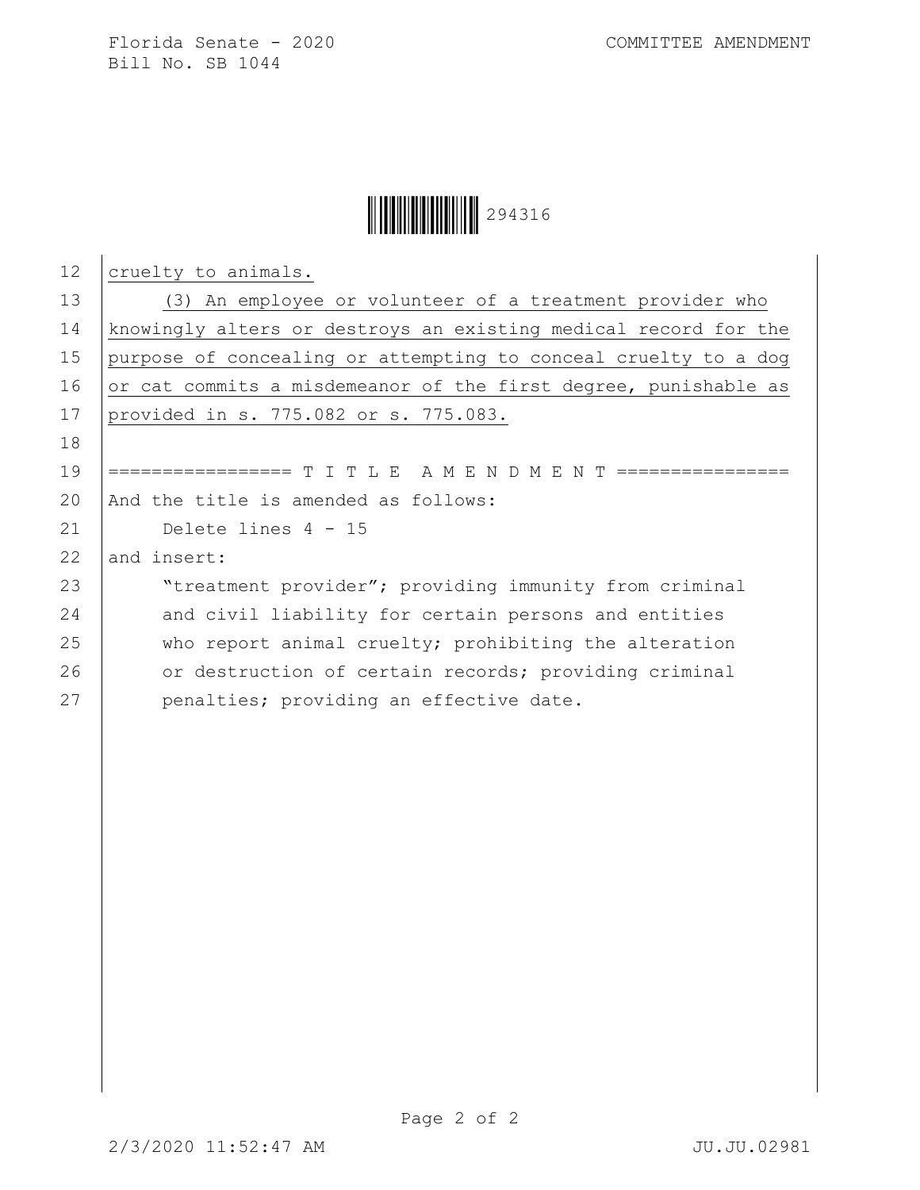cruelty to animals.

(3) An employee or volunteer of a treatment provider who knowingly alters or destroys an existing medical record for the purpose of concealing or attempting to conceal cruelty to a dog or cat commits a misdemeanor of the first degree, punishable as provided in s. 775.082 or s. 775.083.

================= T I T L E A M E N D M E N T ================

And the title is amended as follows:

Delete lines 4 - 15

and insert:

"treatment provider"; providing immunity from criminal and civil liability for certain persons and entities who report animal cruelty; prohibiting the alteration or destruction of certain records; providing criminal penalties; providing an effective date.